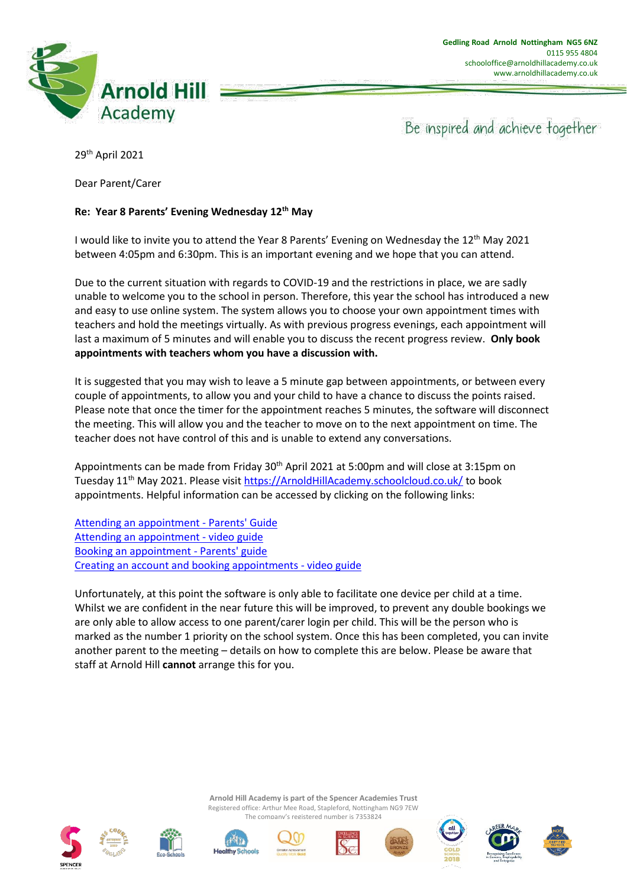# Arnold Hill Academy

Gedling Road Arnold Nottingham NG5 6NZ
0115 955 4804
schooloffice@arnoldhillacademy.co.uk
www.arnoldhillacademy.co.uk

Be inspired and achieve together

29th April 2021

Dear Parent/Carer

**Re: Year 8 Parents' Evening Wednesday 12th May**

I would like to invite you to attend the Year 8 Parents' Evening on Wednesday the 12th May 2021 between 4:05pm and 6:30pm. This is an important evening and we hope that you can attend.

Due to the current situation with regards to COVID-19 and the restrictions in place, we are sadly unable to welcome you to the school in person. Therefore, this year the school has introduced a new and easy to use online system. The system allows you to choose your own appointment times with teachers and hold the meetings virtually. As with previous progress evenings, each appointment will last a maximum of 5 minutes and will enable you to discuss the recent progress review. **Only book appointments with teachers whom you have a discussion with.**

It is suggested that you may wish to leave a 5 minute gap between appointments, or between every couple of appointments, to allow you and your child to have a chance to discuss the points raised. Please note that once the timer for the appointment reaches 5 minutes, the software will disconnect the meeting. This will allow you and the teacher to move on to the next appointment on time. The teacher does not have control of this and is unable to extend any conversations.

Appointments can be made from Friday 30th April 2021 at 5:00pm and will close at 3:15pm on Tuesday 11th May 2021. Please visit https://ArnoldHillAcademy.schoolcloud.co.uk/ to book appointments. Helpful information can be accessed by clicking on the following links:

Attending an appointment - Parents' Guide
Attending an appointment - video guide
Booking an appointment - Parents' guide
Creating an account and booking appointments - video guide

Unfortunately, at this point the software is only able to facilitate one device per child at a time. Whilst we are confident in the near future this will be improved, to prevent any double bookings we are only able to allow access to one parent/carer login per child. This will be the person who is marked as the number 1 priority on the school system. Once this has been completed, you can invite another parent to the meeting – details on how to complete this are below. Please be aware that staff at Arnold Hill **cannot** arrange this for you.

Arnold Hill Academy is part of the Spencer Academies Trust
Registered office: Arthur Mee Road, Stapleford, Nottingham NG9 7EW
The company's registered number is 7353824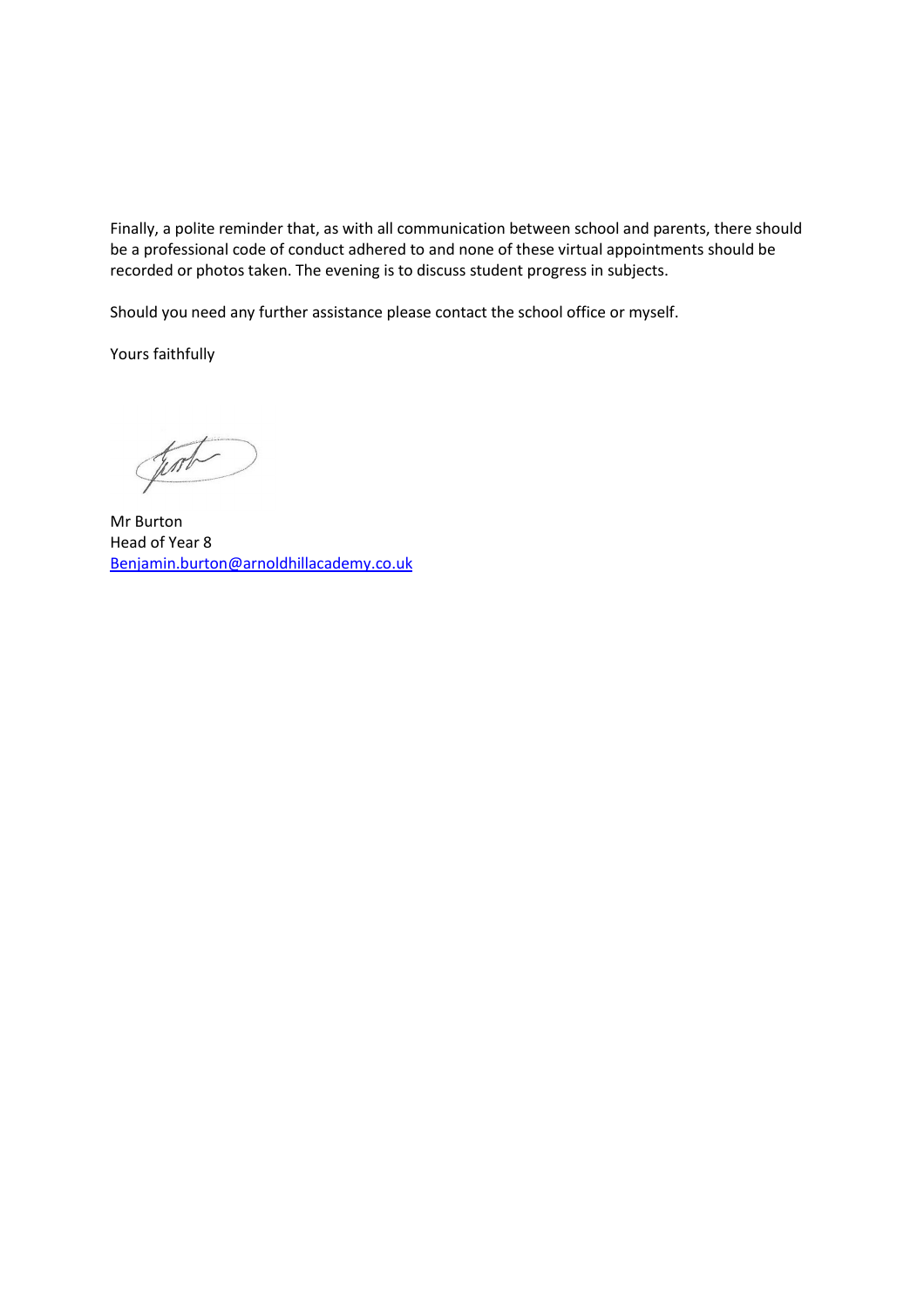Finally, a polite reminder that, as with all communication between school and parents, there should be a professional code of conduct adhered to and none of these virtual appointments should be recorded or photos taken. The evening is to discuss student progress in subjects.

Should you need any further assistance please contact the school office or myself.

Yours faithfully

Mr Burton
Head of Year 8
Benjamin.burton@arnoldhillacademy.co.uk